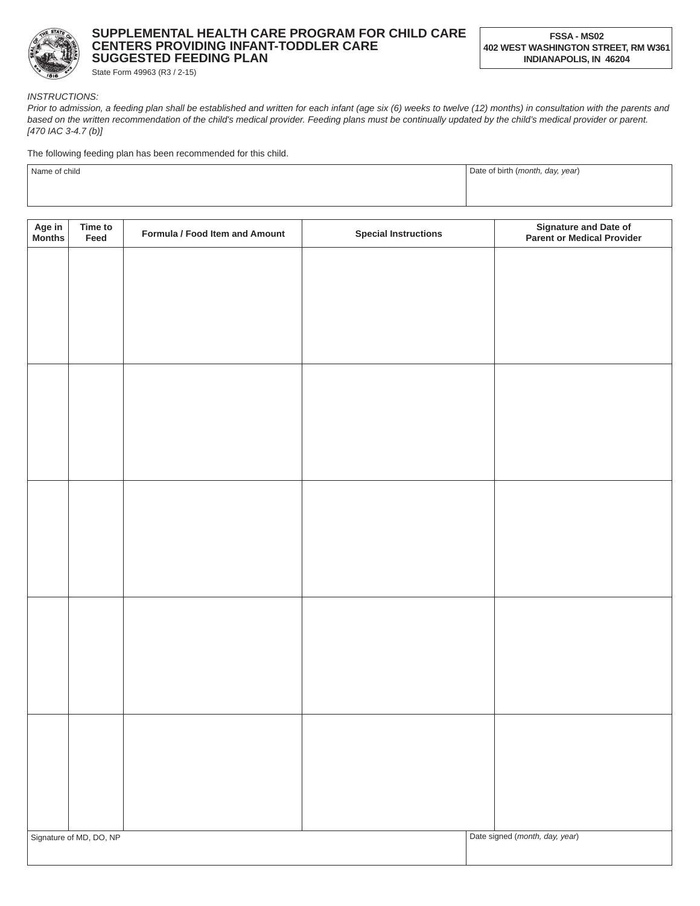# SUPPLEMENTAL HEALTH CARE PROGRAM FOR CHILD CARE CENTERS PROVIDING INFANT-TODDLER CARE SUGGESTED FEEDING PLAN

State Form 49963 (R3 / 2-15)

**FSSA - MS02**
**402 WEST WASHINGTON STREET, RM W361**
**INDIANAPOLIS, IN 46204**

*INSTRUCTIONS:*
*Prior to admission, a feeding plan shall be established and written for each infant (age six (6) weeks to twelve (12) months) in consultation with the parents and based on the written recommendation of the child's medical provider. Feeding plans must be continually updated by the child's medical provider or parent. [470 IAC 3-4.7 (b)]*

The following feeding plan has been recommended for this child.

| Name of child | Date of birth (*month, day, year*) |
|---|---|
| | |

| Age in Months | Time to Feed | Formula / Food Item and Amount | Special Instructions | Signature and Date of Parent or Medical Provider |
|---|---|---|---|---|
| | | | | |
| | | | | |
| | | | | |
| | | | | |
| | | | | |

| Signature of MD, DO, NP | Date signed (*month, day, year*) |
|---|---|
| | |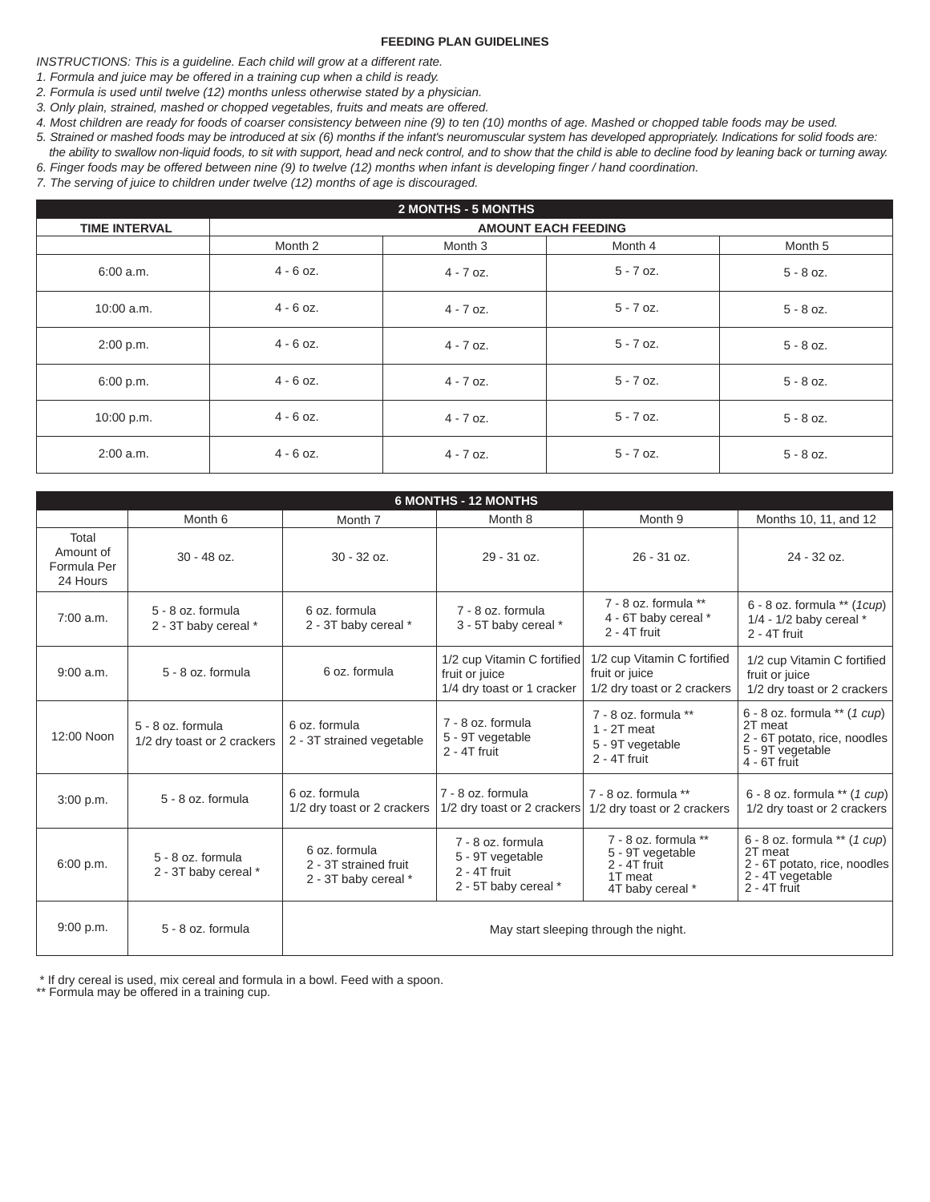## FEEDING PLAN GUIDELINES

*INSTRUCTIONS: This is a guideline. Each child will grow at a different rate.*

*1. Formula and juice may be offered in a training cup when a child is ready.*

*2. Formula is used until twelve (12) months unless otherwise stated by a physician.*

*3. Only plain, strained, mashed or chopped vegetables, fruits and meats are offered.*

*4. Most children are ready for foods of coarser consistency between nine (9) to ten (10) months of age. Mashed or chopped table foods may be used.*

*5. Strained or mashed foods may be introduced at six (6) months if the infant's neuromuscular system has developed appropriately. Indications for solid foods are: the ability to swallow non-liquid foods, to sit with support, head and neck control, and to show that the child is able to decline food by leaning back or turning away.*

*6. Finger foods may be offered between nine (9) to twelve (12) months when infant is developing finger / hand coordination.*

*7. The serving of juice to children under twelve (12) months of age is discouraged.*

| **2 MONTHS - 5 MONTHS** | | | | |
|---|---|---|---|---|
| **TIME INTERVAL** | **AMOUNT EACH FEEDING** | | | |
| | Month 2 | Month 3 | Month 4 | Month 5 |
| 6:00 a.m. | 4 - 6 oz. | 4 - 7 oz. | 5 - 7 oz. | 5 - 8 oz. |
| 10:00 a.m. | 4 - 6 oz. | 4 - 7 oz. | 5 - 7 oz. | 5 - 8 oz. |
| 2:00 p.m. | 4 - 6 oz. | 4 - 7 oz. | 5 - 7 oz. | 5 - 8 oz. |
| 6:00 p.m. | 4 - 6 oz. | 4 - 7 oz. | 5 - 7 oz. | 5 - 8 oz. |
| 10:00 p.m. | 4 - 6 oz. | 4 - 7 oz. | 5 - 7 oz. | 5 - 8 oz. |
| 2:00 a.m. | 4 - 6 oz. | 4 - 7 oz. | 5 - 7 oz. | 5 - 8 oz. |

| **6 MONTHS - 12 MONTHS** | | | | | |
|---|---|---|---|---|---|
| | Month 6 | Month 7 | Month 8 | Month 9 | Months 10, 11, and 12 |
| Total Amount of Formula Per 24 Hours | 30 - 48 oz. | 30 - 32 oz. | 29 - 31 oz. | 26 - 31 oz. | 24 - 32 oz. |
| 7:00 a.m. | 5 - 8 oz. formula<br>2 - 3T baby cereal * | 6 oz. formula<br>2 - 3T baby cereal * | 7 - 8 oz. formula<br>3 - 5T baby cereal * | 7 - 8 oz. formula **<br>4 - 6T baby cereal *<br>2 - 4T fruit | 6 - 8 oz. formula ** (*1cup*)<br>1/4 - 1/2 baby cereal *<br>2 - 4T fruit |
| 9:00 a.m. | 5 - 8 oz. formula | 6 oz. formula | 1/2 cup Vitamin C fortified fruit or juice<br>1/4 dry toast or 1 cracker | 1/2 cup Vitamin C fortified fruit or juice<br>1/2 dry toast or 2 crackers | 1/2 cup Vitamin C fortified fruit or juice<br>1/2 dry toast or 2 crackers |
| 12:00 Noon | 5 - 8 oz. formula<br>1/2 dry toast or 2 crackers | 6 oz. formula<br>2 - 3T strained vegetable | 7 - 8 oz. formula<br>5 - 9T vegetable<br>2 - 4T fruit | 7 - 8 oz. formula **<br>1 - 2T meat<br>5 - 9T vegetable<br>2 - 4T fruit | 6 - 8 oz. formula ** (*1 cup*)<br>2T meat<br>2 - 6T potato, rice, noodles<br>5 - 9T vegetable<br>4 - 6T fruit |
| 3:00 p.m. | 5 - 8 oz. formula | 6 oz. formula<br>1/2 dry toast or 2 crackers | 7 - 8 oz. formula<br>1/2 dry toast or 2 crackers | 7 - 8 oz. formula **<br>1/2 dry toast or 2 crackers | 6 - 8 oz. formula ** (*1 cup*)<br>1/2 dry toast or 2 crackers |
| 6:00 p.m. | 5 - 8 oz. formula<br>2 - 3T baby cereal * | 6 oz. formula<br>2 - 3T strained fruit<br>2 - 3T baby cereal * | 7 - 8 oz. formula<br>5 - 9T vegetable<br>2 - 4T fruit<br>2 - 5T baby cereal * | 7 - 8 oz. formula **<br>5 - 9T vegetable<br>2 - 4T fruit<br>1T meat<br>4T baby cereal * | 6 - 8 oz. formula ** (*1 cup*)<br>2T meat<br>2 - 6T potato, rice, noodles<br>2 - 4T vegetable<br>2 - 4T fruit |
| 9:00 p.m. | 5 - 8 oz. formula | May start sleeping through the night. | | | |

\* If dry cereal is used, mix cereal and formula in a bowl. Feed with a spoon.
** Formula may be offered in a training cup.